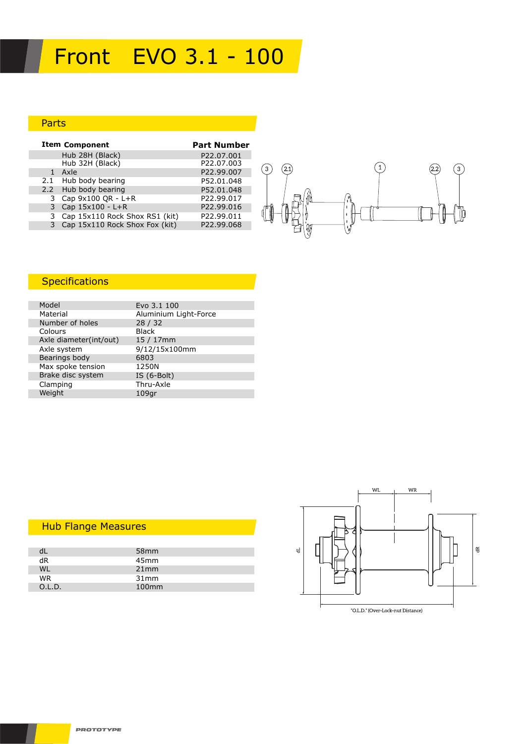# Front EVO 3.1 - 100

## Parts

| Item | Component | Part Number |
|---|---|---|
| | Hub 28H (Black) | P22.07.001 |
| | Hub 32H (Black) | P22.07.003 |
| 1 | Axle | P22.99.007 |
| 2.1 | Hub body bearing | P52.01.048 |
| 2.2 | Hub body bearing | P52.01.048 |
| 3 | Cap 9x100 QR - L+R | P22.99.017 |
| 3 | Cap 15x100 - L+R | P22.99.016 |
| 3 | Cap 15x110 Rock Shox RS1 (kit) | P22.99.011 |
| 3 | Cap 15x110 Rock Shox Fox (kit) | P22.99.068 |

## Specifications

| | |
|---|---|
| Model | Evo 3.1 100 |
| Material | Aluminium Light-Force |
| Number of holes | 28 / 32 |
| Colours | Black |
| Axle diameter(int/out) | 15 / 17mm |
| Axle system | 9/12/15x100mm |
| Bearings body | 6803 |
| Max spoke tension | 1250N |
| Brake disc system | IS (6-Bolt) |
| Clamping | Thru-Axle |
| Weight | 109gr |

## Hub Flange Measures

| | |
|---|---|
| dL | 58mm |
| dR | 45mm |
| WL | 21mm |
| WR | 31mm |
| O.L.D. | 100mm |

"O.L.D." (Over-Lock-nut Distance)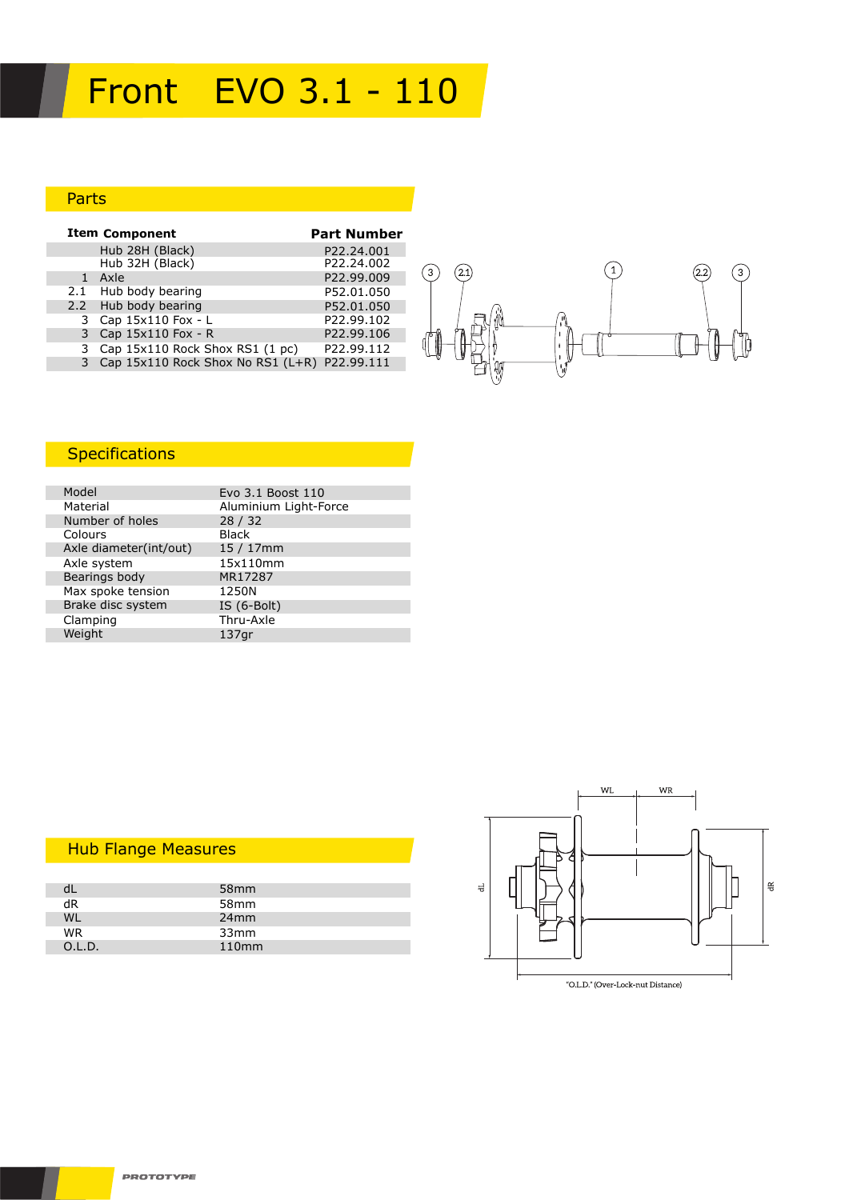# Front EVO 3.1 - 110

## Parts

| Item | Component | Part Number |
|---|---|---|
| | Hub 28H (Black) | P22.24.001 |
| | Hub 32H (Black) | P22.24.002 |
| 1 | Axle | P22.99.009 |
| 2.1 | Hub body bearing | P52.01.050 |
| 2.2 | Hub body bearing | P52.01.050 |
| 3 | Cap 15x110 Fox - L | P22.99.102 |
| 3 | Cap 15x110 Fox - R | P22.99.106 |
| 3 | Cap 15x110 Rock Shox RS1 (1 pc) | P22.99.112 |
| 3 | Cap 15x110 Rock Shox No RS1 (L+R) | P22.99.111 |

## Specifications

| | |
|---|---|
| Model | Evo 3.1 Boost 110 |
| Material | Aluminium Light-Force |
| Number of holes | 28 / 32 |
| Colours | Black |
| Axle diameter(int/out) | 15 / 17mm |
| Axle system | 15x110mm |
| Bearings body | MR17287 |
| Max spoke tension | 1250N |
| Brake disc system | IS (6-Bolt) |
| Clamping | Thru-Axle |
| Weight | 137gr |

## Hub Flange Measures

| | |
|---|---|
| dL | 58mm |
| dR | 58mm |
| WL | 24mm |
| WR | 33mm |
| O.L.D. | 110mm |

"O.L.D." (Over-Lock-nut Distance)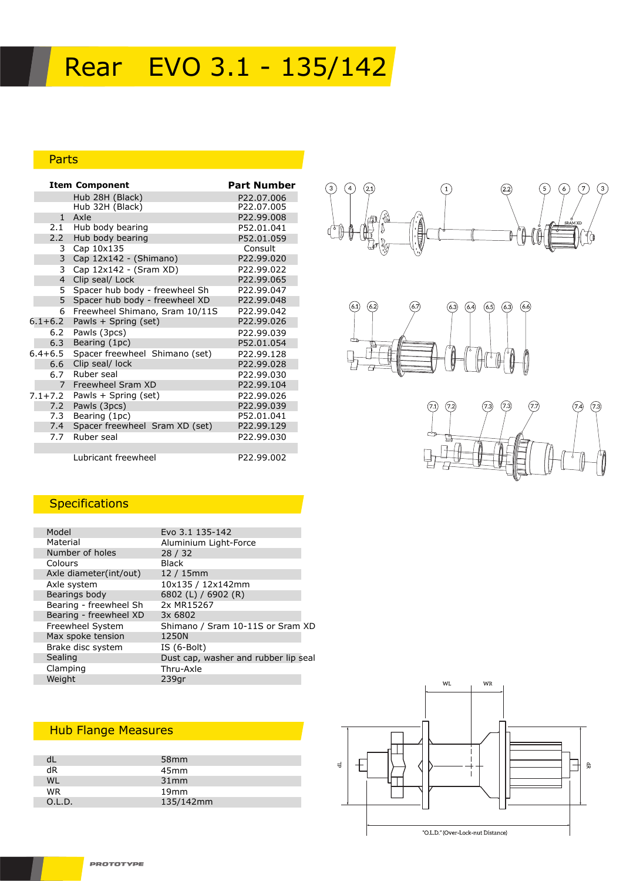# Rear EVO 3.1 - 135/142

## Parts

| Item | Component | Part Number |
|---|---|---|
| | Hub 28H (Black) | P22.07.006 |
| | Hub 32H (Black) | P22.07.005 |
| 1 | Axle | P22.99.008 |
| 2.1 | Hub body bearing | P52.01.041 |
| 2.2 | Hub body bearing | P52.01.059 |
| 3 | Cap 10x135 | Consult |
| 3 | Cap 12x142 - (Shimano) | P22.99.020 |
| 3 | Cap 12x142 - (Sram XD) | P22.99.022 |
| 4 | Clip seal/ Lock | P22.99.065 |
| 5 | Spacer hub body - freewheel Sh | P22.99.047 |
| 5 | Spacer hub body - freewheel XD | P22.99.048 |
| 6 | Freewheel Shimano, Sram 10/11S | P22.99.042 |
| 6.1+6.2 | Pawls + Spring (set) | P22.99.026 |
| 6.2 | Pawls (3pcs) | P22.99.039 |
| 6.3 | Bearing (1pc) | P52.01.054 |
| 6.4+6.5 | Spacer freewheel Shimano (set) | P22.99.128 |
| 6.6 | Clip seal/ lock | P22.99.028 |
| 6.7 | Ruber seal | P22.99.030 |
| 7 | Freewheel Sram XD | P22.99.104 |
| 7.1+7.2 | Pawls + Spring (set) | P22.99.026 |
| 7.2 | Pawls (3pcs) | P22.99.039 |
| 7.3 | Bearing (1pc) | P52.01.041 |
| 7.4 | Spacer freewheel Sram XD (set) | P22.99.129 |
| 7.7 | Ruber seal | P22.99.030 |
| | | |
| | Lubricant freewheel | P22.99.002 |

## Specifications

| | |
|---|---|
| Model | Evo 3.1 135-142 |
| Material | Aluminium Light-Force |
| Number of holes | 28 / 32 |
| Colours | Black |
| Axle diameter(int/out) | 12 / 15mm |
| Axle system | 10x135 / 12x142mm |
| Bearings body | 6802 (L) / 6902 (R) |
| Bearing - freewheel Sh | 2x MR15267 |
| Bearing - freewheel XD | 3x 6802 |
| Freewheel System | Shimano / Sram 10-11S or Sram XD |
| Max spoke tension | 1250N |
| Brake disc system | IS (6-Bolt) |
| Sealing | Dust cap, washer and rubber lip seal |
| Clamping | Thru-Axle |
| Weight | 239gr |

## Hub Flange Measures

| | |
|---|---|
| dL | 58mm |
| dR | 45mm |
| WL | 31mm |
| WR | 19mm |
| O.L.D. | 135/142mm |

"O.L.D." (Over-Lock-nut Distance)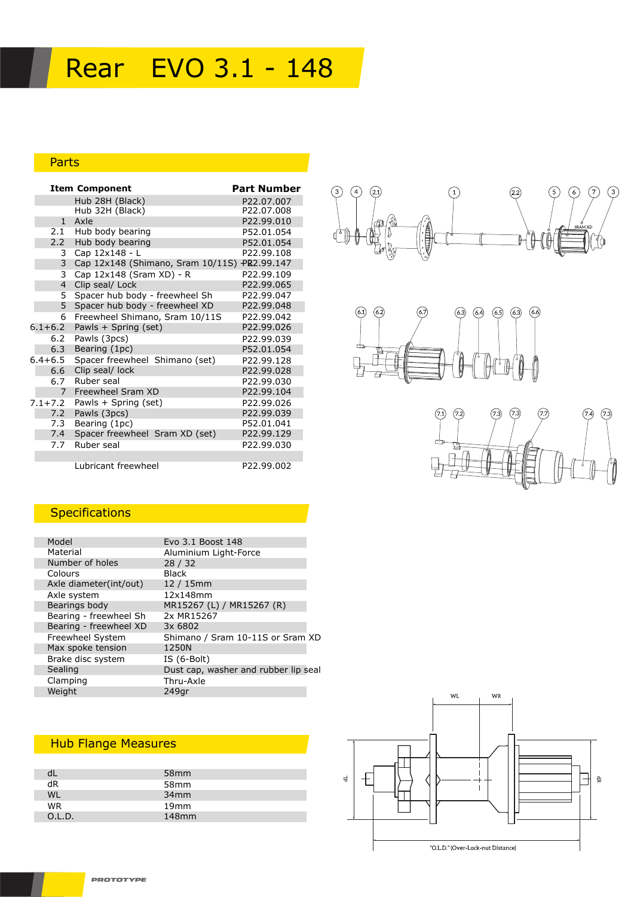# Rear EVO 3.1 - 148

## Parts

| Item | Component | Part Number |
|---|---|---|
| | Hub 28H (Black) | P22.07.007 |
| | Hub 32H (Black) | P22.07.008 |
| 1 | Axle | P22.99.010 |
| 2.1 | Hub body bearing | P52.01.054 |
| 2.2 | Hub body bearing | P52.01.054 |
| 3 | Cap 12x148 - L | P22.99.108 |
| 3 | Cap 12x148 (Shimano, Sram 10/11S) - R | P22.99.147 |
| 3 | Cap 12x148 (Sram XD) - R | P22.99.109 |
| 4 | Clip seal/ Lock | P22.99.065 |
| 5 | Spacer hub body - freewheel Sh | P22.99.047 |
| 5 | Spacer hub body - freewheel XD | P22.99.048 |
| 6 | Freewheel Shimano, Sram 10/11S | P22.99.042 |
| 6.1+6.2 | Pawls + Spring (set) | P22.99.026 |
| 6.2 | Pawls (3pcs) | P22.99.039 |
| 6.3 | Bearing (1pc) | P52.01.054 |
| 6.4+6.5 | Spacer freewheel Shimano (set) | P22.99.128 |
| 6.6 | Clip seal/ lock | P22.99.028 |
| 6.7 | Ruber seal | P22.99.030 |
| 7 | Freewheel Sram XD | P22.99.104 |
| 7.1+7.2 | Pawls + Spring (set) | P22.99.026 |
| 7.2 | Pawls (3pcs) | P22.99.039 |
| 7.3 | Bearing (1pc) | P52.01.041 |
| 7.4 | Spacer freewheel Sram XD (set) | P22.99.129 |
| 7.7 | Ruber seal | P22.99.030 |
| | | |
| | Lubricant freewheel | P22.99.002 |

## Specifications

| | |
|---|---|
| Model | Evo 3.1 Boost 148 |
| Material | Aluminium Light-Force |
| Number of holes | 28 / 32 |
| Colours | Black |
| Axle diameter(int/out) | 12 / 15mm |
| Axle system | 12x148mm |
| Bearings body | MR15267 (L) / MR15267 (R) |
| Bearing - freewheel Sh | 2x MR15267 |
| Bearing - freewheel XD | 3x 6802 |
| Freewheel System | Shimano / Sram 10-11S or Sram XD |
| Max spoke tension | 1250N |
| Brake disc system | IS (6-Bolt) |
| Sealing | Dust cap, washer and rubber lip seal |
| Clamping | Thru-Axle |
| Weight | 249gr |

## Hub Flange Measures

| | |
|---|---|
| dL | 58mm |
| dR | 58mm |
| WL | 34mm |
| WR | 19mm |
| O.L.D. | 148mm |

WL
WR
dL
dR
"O.L.D." (Over-Lock-nut Distance)

PROTOTYPE